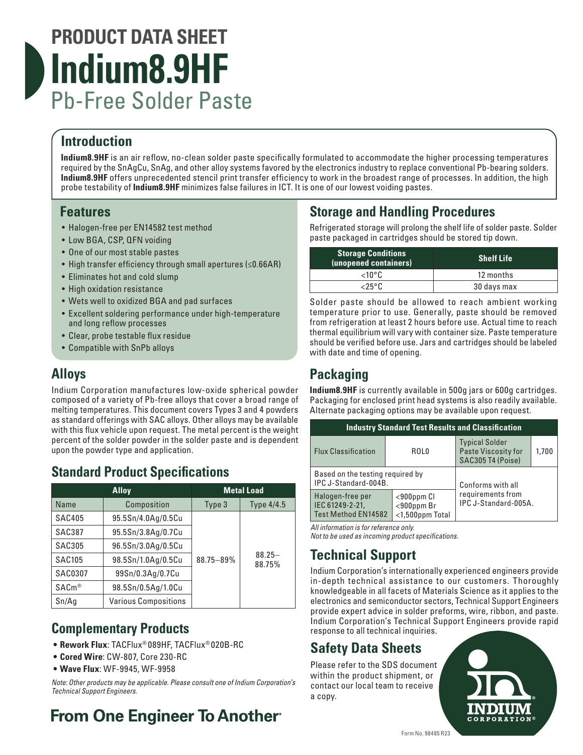# PRODUCT DATA SHEET

# Indium8.9HF

## Pb-Free Solder Paste

## Introduction

**Indium8.9HF** is an air reflow, no-clean solder paste specifically formulated to accommodate the higher processing temperatures required by the SnAgCu, SnAg, and other alloy systems favored by the electronics industry to replace conventional Pb-bearing solders. **Indium8.9HF** offers unprecedented stencil print transfer efficiency to work in the broadest range of processes. In addition, the high probe testability of **Indium8.9HF** minimizes false failures in ICT. It is one of our lowest voiding pastes.

## Features

- Halogen-free per EN14582 test method
- Low BGA, CSP, QFN voiding
- One of our most stable pastes
- High transfer efficiency through small apertures (≤0.66AR)
- Eliminates hot and cold slump
- High oxidation resistance
- Wets well to oxidized BGA and pad surfaces
- Excellent soldering performance under high-temperature and long reflow processes
- Clear, probe testable flux residue
- Compatible with SnPb alloys

## Alloys

Indium Corporation manufactures low-oxide spherical powder composed of a variety of Pb-free alloys that cover a broad range of melting temperatures. This document covers Types 3 and 4 powders as standard offerings with SAC alloys. Other alloys may be available with this flux vehicle upon request. The metal percent is the weight percent of the solder powder in the solder paste and is dependent upon the powder type and application.

## Standard Product Specifications

| Alloy | | Metal Load | |
|---|---|---|---|
| Name | Composition | Type 3 | Type 4/4.5 |
| SAC405 | 95.5Sn/4.0Ag/0.5Cu | 88.75–89% | 88.25–88.75% |
| SAC387 | 95.5Sn/3.8Ag/0.7Cu | | |
| SAC305 | 96.5Sn/3.0Ag/0.5Cu | | |
| SAC105 | 98.5Sn/1.0Ag/0.5Cu | | |
| SAC0307 | 99Sn/0.3Ag/0.7Cu | | |
| SACm® | 98.5Sn/0.5Ag/1.0Cu | | |
| Sn/Ag | Various Compositions | | |

## Complementary Products

- **Rework Flux**: TACFlux® 089HF, TACFlux® 020B-RC
- **Cored Wire**: CW-807, Core 230-RC
- **Wave Flux**: WF-9945, WF-9958

*Note: Other products may be applicable. Please consult one of Indium Corporation's Technical Support Engineers.*

## Storage and Handling Procedures

Refrigerated storage will prolong the shelf life of solder paste. Solder paste packaged in cartridges should be stored tip down.

| Storage Conditions (unopened containers) | Shelf Life |
|---|---|
| <10°C | 12 months |
| <25°C | 30 days max |

Solder paste should be allowed to reach ambient working temperature prior to use. Generally, paste should be removed from refrigeration at least 2 hours before use. Actual time to reach thermal equilibrium will vary with container size. Paste temperature should be verified before use. Jars and cartridges should be labeled with date and time of opening.

## Packaging

**Indium8.9HF** is currently available in 500g jars or 600g cartridges. Packaging for enclosed print head systems is also readily available. Alternate packaging options may be available upon request.

| Industry Standard Test Results and Classification | | | |
|---|---|---|---|
| Flux Classification | ROL0 | Typical Solder Paste Viscosity for SAC305 T4 (Poise) | 1,700 |
| Based on the testing required by IPC J-Standard-004B. | | Conforms with all requirements from IPC J-Standard-005A. | |
| Halogen-free per IEC 61249-2-21, Test Method EN14582 | <900ppm Cl<br><900ppm Br<br><1,500ppm Total | | |

*All information is for reference only.*
*Not to be used as incoming product specifications.*

## Technical Support

Indium Corporation's internationally experienced engineers provide in-depth technical assistance to our customers. Thoroughly knowledgeable in all facets of Materials Science as it applies to the electronics and semiconductor sectors, Technical Support Engineers provide expert advice in solder preforms, wire, ribbon, and paste. Indium Corporation's Technical Support Engineers provide rapid response to all technical inquiries.

## Safety Data Sheets

Please refer to the SDS document within the product shipment, or contact our local team to receive a copy.

**From One Engineer To Another®**

Form No. 98485 R23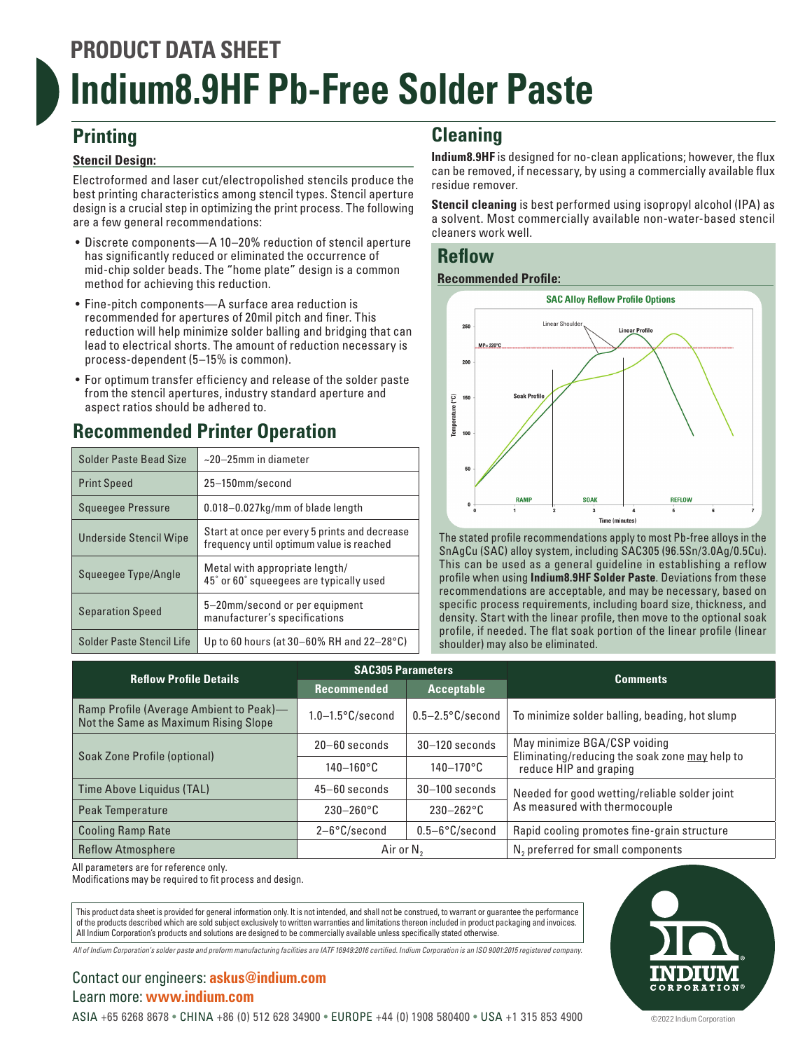# PRODUCT DATA SHEET

# Indium8.9HF Pb-Free Solder Paste

## Printing

### Stencil Design:

Electroformed and laser cut/electropolished stencils produce the best printing characteristics among stencil types. Stencil aperture design is a crucial step in optimizing the print process. The following are a few general recommendations:

- Discrete components—A 10–20% reduction of stencil aperture has significantly reduced or eliminated the occurrence of mid-chip solder beads. The "home plate" design is a common method for achieving this reduction.
- Fine-pitch components—A surface area reduction is recommended for apertures of 20mil pitch and finer. This reduction will help minimize solder balling and bridging that can lead to electrical shorts. The amount of reduction necessary is process-dependent (5–15% is common).
- For optimum transfer efficiency and release of the solder paste from the stencil apertures, industry standard aperture and aspect ratios should be adhered to.

## Recommended Printer Operation

| | |
|---|---|
| Solder Paste Bead Size | ~20–25mm in diameter |
| Print Speed | 25–150mm/second |
| Squeegee Pressure | 0.018–0.027kg/mm of blade length |
| Underside Stencil Wipe | Start at once per every 5 prints and decrease frequency until optimum value is reached |
| Squeegee Type/Angle | Metal with appropriate length/ 45° or 60° squeegees are typically used |
| Separation Speed | 5–20mm/second or per equipment manufacturer's specifications |
| Solder Paste Stencil Life | Up to 60 hours (at 30–60% RH and 22–28°C) |

## Cleaning

**Indium8.9HF** is designed for no-clean applications; however, the flux can be removed, if necessary, by using a commercially available flux residue remover.

**Stencil cleaning** is best performed using isopropyl alcohol (IPA) as a solvent. Most commercially available non-water-based stencil cleaners work well.

## Reflow

### Recommended Profile:

SAC Alloy Reflow Profile Options

Linear Shoulder
Linear Profile
MP= 220°C
Soak Profile
Temperature (°C)
0 50 100 150 200 250
RAMP SOAK REFLOW
0 1 2 3 4 5 6 7
Time (minutes)

The stated profile recommendations apply to most Pb-free alloys in the SnAgCu (SAC) alloy system, including SAC305 (96.5Sn/3.0Ag/0.5Cu). This can be used as a general guideline in establishing a reflow profile when using **Indium8.9HF Solder Paste**. Deviations from these recommendations are acceptable, and may be necessary, based on specific process requirements, including board size, thickness, and density. Start with the linear profile, then move to the optional soak profile, if needed. The flat soak portion of the linear profile (linear shoulder) may also be eliminated.

| Reflow Profile Details | SAC305 Parameters | | Comments |
|---|---|---|---|
| | Recommended | Acceptable | |
| Ramp Profile (Average Ambient to Peak)—Not the Same as Maximum Rising Slope | 1.0–1.5°C/second | 0.5–2.5°C/second | To minimize solder balling, beading, hot slump |
| Soak Zone Profile (optional) | 20–60 seconds | 30–120 seconds | May minimize BGA/CSP voiding Eliminating/reducing the soak zone *may* help to reduce HIP and graping |
| | 140–160°C | 140–170°C | |
| Time Above Liquidus (TAL) | 45–60 seconds | 30–100 seconds | Needed for good wetting/reliable solder joint |
| Peak Temperature | 230–260°C | 230–262°C | As measured with thermocouple |
| Cooling Ramp Rate | 2–6°C/second | 0.5–6°C/second | Rapid cooling promotes fine-grain structure |
| Reflow Atmosphere | Air or $N_2$ | | $N_2$ preferred for small components |

All parameters are for reference only.
Modifications may be required to fit process and design.

This product data sheet is provided for general information only. It is not intended, and shall not be construed, to warrant or guarantee the performance of the products described which are sold subject exclusively to written warranties and limitations thereon included in product packaging and invoices. All Indium Corporation's products and solutions are designed to be commercially available unless specifically stated otherwise.

*All of Indium Corporation's solder paste and preform manufacturing facilities are IATF 16949:2016 certified. Indium Corporation is an ISO 9001:2015 registered company.*

Contact our engineers: **askus@indium.com**
Learn more: **www.indium.com**

ASIA +65 6268 8678 • CHINA +86 (0) 512 628 34900 • EUROPE +44 (0) 1908 580400 • USA +1 315 853 4900

INDIUM CORPORATION®

©2022 Indium Corporation